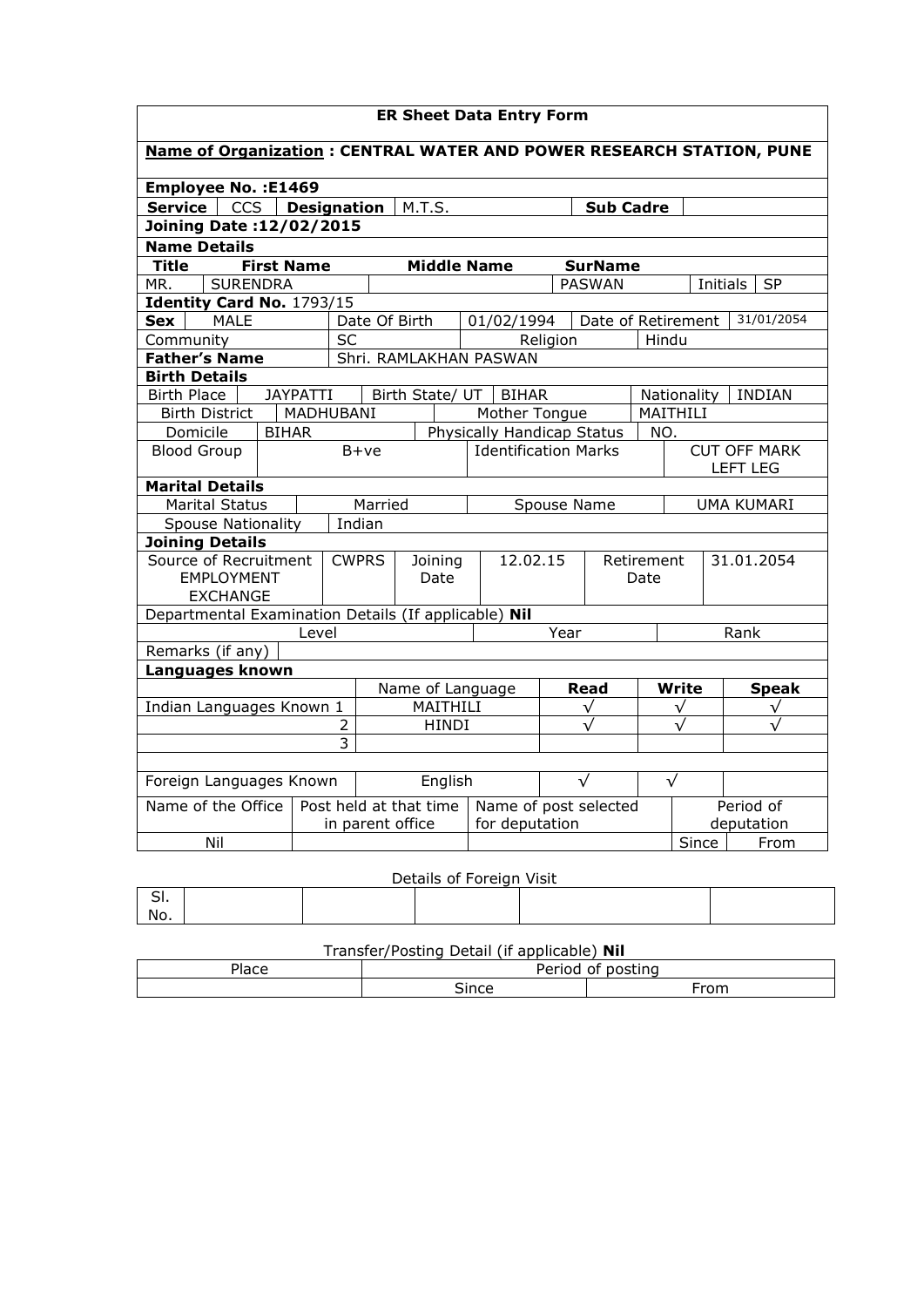**ER Sheet Data Entry Form**

**Name of Organization : CENTRAL WATER AND POWER RESEARCH STATION, PUNE**

**Employee No. :E1469**

| **Service** | CCS | **Designation** | M.T.S. | **Sub Cadre** | |
|---|---|---|---|---|---|

**Joining Date :12/02/2015**

**Name Details**

| **Title** | **First Name** | **Middle Name** | **SurName** | | |
|---|---|---|---|---|---|
| MR. | SURENDRA | | PASWAN | Initials | SP |

**Identity Card No.** 1793/15

| **Sex** | MALE | Date Of Birth | 01/02/1994 | Date of Retirement | 31/01/2054 |
|---|---|---|---|---|---|
| Community | SC | | Religion | Hindu | |

| **Father's Name** | Shri. RAMLAKHAN PASWAN |
|---|---|

**Birth Details**

| Birth Place | JAYPATTI | Birth State/ UT | BIHAR | Nationality | INDIAN |
|---|---|---|---|---|---|
| Birth District | MADHUBANI | | Mother Tongue | MAITHILI | |
| Domicile | BIHAR | | Physically Handicap Status | NO. | |
| Blood Group | B+ve | | Identification Marks | CUT OFF MARK LEFT LEG | |

**Marital Details**

| Marital Status | Married | Spouse Name | UMA KUMARI |
|---|---|---|---|
| Spouse Nationality | Indian | | |

**Joining Details**

| Source of Recruitment EMPLOYMENT EXCHANGE | CWPRS | Joining Date | 12.02.15 | Retirement Date | 31.01.2054 |
|---|---|---|---|---|---|

Departmental Examination Details (If applicable) **Nil**

| Level | Year | Rank |
|---|---|---|
| | | |

Remarks (if any)

**Languages known**

| | | Name of Language | **Read** | **Write** | **Speak** |
|---|---|---|---|---|---|
| Indian Languages Known | 1 | MAITHILI | √ | √ | √ |
| | 2 | HINDI | √ | √ | √ |
| | 3 | | | | |
| | | | | | |
| Foreign Languages Known | | English | √ | √ | |

| Name of the Office | Post held at that time in parent office | Name of post selected for deputation | Period of deputation | |
|---|---|---|---|---|
| | | | Since | From |
| Nil | | | | |

Details of Foreign Visit

| Sl. No. | | | | | |
|---|---|---|---|---|---|
| | | | | | |

Transfer/Posting Detail (if applicable) **Nil**

| Place | Period of posting | |
|---|---|---|
| | Since | From |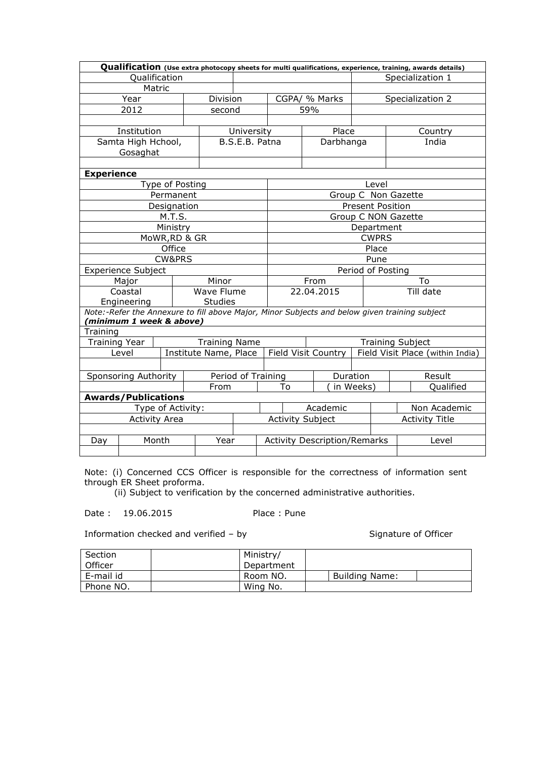**Qualification** (Use extra photocopy sheets for multi qualifications, experience, training, awards details)

| Qualification | | Specialization 1 |
|---|---|---|
| Matric | | |

| Year | Division | CGPA/ % Marks | Specialization 2 |
|---|---|---|---|
| 2012 | second | 59% | |
| | | | |

| Institution | University | Place | Country |
|---|---|---|---|
| Samta High Hchool, Gosaghat | B.S.E.B. Patna | Darbhanga | India |
| | | | |

**Experience**

| Type of Posting | Level |
|---|---|
| Permanent | Group C Non Gazette |
| Designation | Present Position |
| M.T.S. | Group C NON Gazette |
| Ministry | Department |
| MoWR,RD & GR | CWPRS |
| Office | Place |
| CW&PRS | Pune |

| Experience Subject | | Period of Posting | |
|---|---|---|---|
| Major | Minor | From | To |
| Coastal Engineering | Wave Flume Studies | 22.04.2015 | Till date |

*Note:-Refer the Annexure to fill above Major, Minor Subjects and below given training subject* ***(minimum 1 week & above)***

Training

| Training Year | Training Name | | Training Subject |
|---|---|---|---|
| Level | Institute Name, Place | Field Visit Country | Field Visit Place (within India) |
| | | | |

| Sponsoring Authority | Period of Training | | Duration | Result |
|---|---|---|---|---|
| | From | To | ( in Weeks) | Qualified |

**Awards/Publications**

| Type of Activity: | | Academic | | Non Academic |
|---|---|---|---|---|
| Activity Area | | Activity Subject | | Activity Title |
| | | | | |

| Day | Month | Year | Activity Description/Remarks | Level |
|---|---|---|---|---|
| | | | | |

Note: (i) Concerned CCS Officer is responsible for the correctness of information sent through ER Sheet proforma.

(ii) Subject to verification by the concerned administrative authorities.

Date : 19.06.2015 Place : Pune

Information checked and verified – by Signature of Officer

| | | | | | |
|---|---|---|---|---|---|
| Section Officer | | Ministry/ Department | | | |
| E-mail id | | Room NO. | | Building Name: | |
| Phone NO. | | Wing No. | | | |